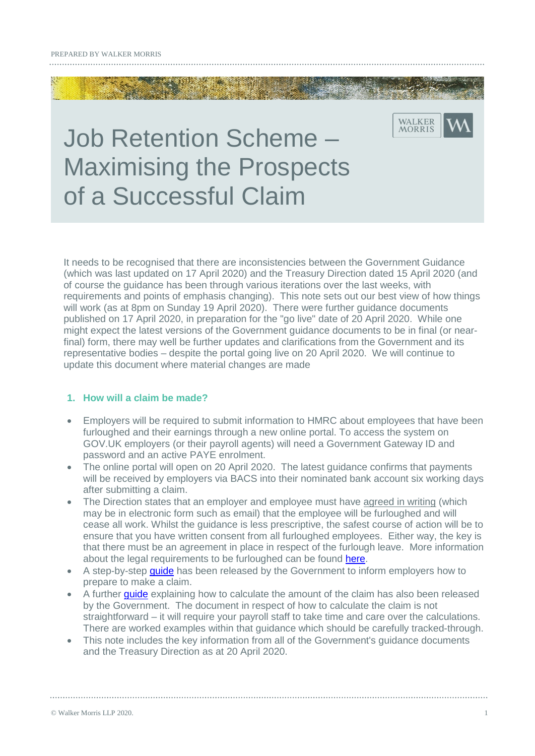# Job Retention Scheme – Maximising the Prospects of a Successful Claim

It needs to be recognised that there are inconsistencies between the Government Guidance (which was last updated on 17 April 2020) and the Treasury Direction dated 15 April 2020 (and of course the guidance has been through various iterations over the last weeks, with requirements and points of emphasis changing). This note sets out our best view of how things will work (as at 8pm on Sunday 19 April 2020). There were further guidance documents published on 17 April 2020, in preparation for the "go live" date of 20 April 2020. While one might expect the latest versions of the Government guidance documents to be in final (or near-final) form, there may well be further updates and clarifications from the Government and its representative bodies – despite the portal going live on 20 April 2020. We will continue to update this document where material changes are made

## 1. How will a claim be made?

- Employers will be required to submit information to HMRC about employees that have been furloughed and their earnings through a new online portal. To access the system on GOV.UK employers (or their payroll agents) will need a Government Gateway ID and password and an active PAYE enrolment.
- The online portal will open on 20 April 2020. The latest guidance confirms that payments will be received by employers via BACS into their nominated bank account six working days after submitting a claim.
- The Direction states that an employer and employee must have agreed in writing (which may be in electronic form such as email) that the employee will be furloughed and will cease all work. Whilst the guidance is less prescriptive, the safest course of action will be to ensure that you have written consent from all furloughed employees. Either way, the key is that there must be an agreement in place in respect of the furlough leave. More information about the legal requirements to be furloughed can be found here.
- A step-by-step guide has been released by the Government to inform employers how to prepare to make a claim.
- A further guide explaining how to calculate the amount of the claim has also been released by the Government. The document in respect of how to calculate the claim is not straightforward – it will require your payroll staff to take time and care over the calculations. There are worked examples within that guidance which should be carefully tracked-through.
- This note includes the key information from all of the Government's guidance documents and the Treasury Direction as at 20 April 2020.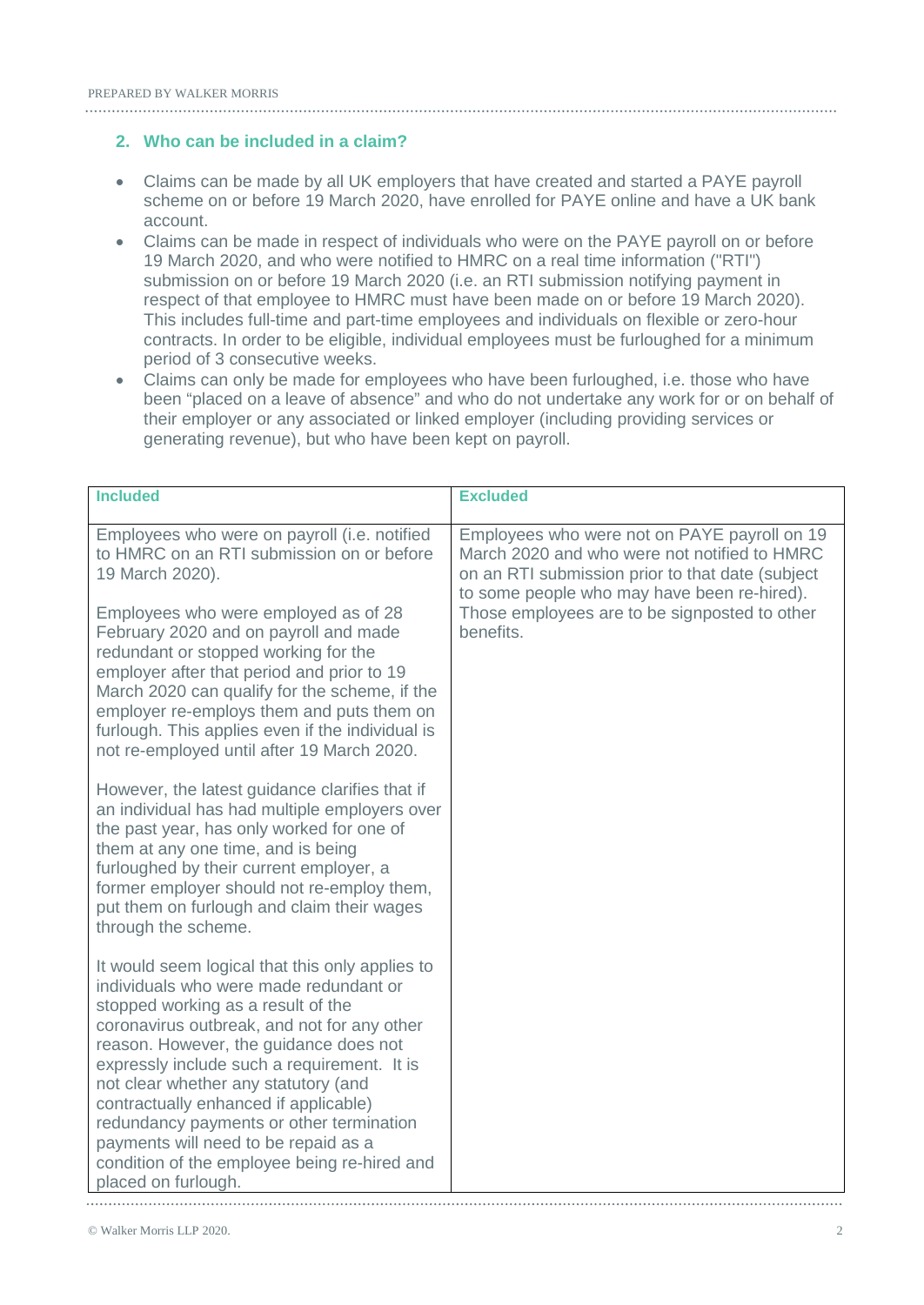## 2. Who can be included in a claim?

- Claims can be made by all UK employers that have created and started a PAYE payroll scheme on or before 19 March 2020, have enrolled for PAYE online and have a UK bank account.
- Claims can be made in respect of individuals who were on the PAYE payroll on or before 19 March 2020, and who were notified to HMRC on a real time information ("RTI") submission on or before 19 March 2020 (i.e. an RTI submission notifying payment in respect of that employee to HMRC must have been made on or before 19 March 2020). This includes full-time and part-time employees and individuals on flexible or zero-hour contracts. In order to be eligible, individual employees must be furloughed for a minimum period of 3 consecutive weeks.
- Claims can only be made for employees who have been furloughed, i.e. those who have been "placed on a leave of absence" and who do not undertake any work for or on behalf of their employer or any associated or linked employer (including providing services or generating revenue), but who have been kept on payroll.

| Included | Excluded |
|---|---|
| Employees who were on payroll (i.e. notified to HMRC on an RTI submission on or before 19 March 2020).<br><br>Employees who were employed as of 28 February 2020 and on payroll and made redundant or stopped working for the employer after that period and prior to 19 March 2020 can qualify for the scheme, if the employer re-employs them and puts them on furlough. This applies even if the individual is not re-employed until after 19 March 2020.<br><br>However, the latest guidance clarifies that if an individual has had multiple employers over the past year, has only worked for one of them at any one time, and is being furloughed by their current employer, a former employer should not re-employ them, put them on furlough and claim their wages through the scheme.<br><br>It would seem logical that this only applies to individuals who were made redundant or stopped working as a result of the coronavirus outbreak, and not for any other reason. However, the guidance does not expressly include such a requirement. It is not clear whether any statutory (and contractually enhanced if applicable) redundancy payments or other termination payments will need to be repaid as a condition of the employee being re-hired and placed on furlough. | Employees who were not on PAYE payroll on 19 March 2020 and who were not notified to HMRC on an RTI submission prior to that date (subject to some people who may have been re-hired). Those employees are to be signposted to other benefits. |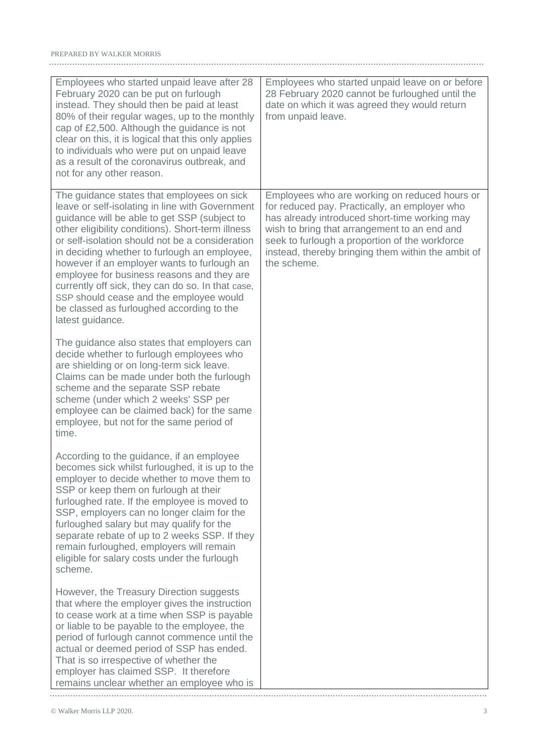| | |
|---|---|
| Employees who started unpaid leave after 28 February 2020 can be put on furlough instead. They should then be paid at least 80% of their regular wages, up to the monthly cap of £2,500. Although the guidance is not clear on this, it is logical that this only applies to individuals who were put on unpaid leave as a result of the coronavirus outbreak, and not for any other reason. | Employees who started unpaid leave on or before 28 February 2020 cannot be furloughed until the date on which it was agreed they would return from unpaid leave. |
| The guidance states that employees on sick leave or self-isolating in line with Government guidance will be able to get SSP (subject to other eligibility conditions). Short-term illness or self-isolation should not be a consideration in deciding whether to furlough an employee, however if an employer wants to furlough an employee for business reasons and they are currently off sick, they can do so. In that case, SSP should cease and the employee would be classed as furloughed according to the latest guidance.<br><br>The guidance also states that employers can decide whether to furlough employees who are shielding or on long-term sick leave. Claims can be made under both the furlough scheme and the separate SSP rebate scheme (under which 2 weeks' SSP per employee can be claimed back) for the same employee, but not for the same period of time.<br><br>According to the guidance, if an employee becomes sick whilst furloughed, it is up to the employer to decide whether to move them to SSP or keep them on furlough at their furloughed rate. If the employee is moved to SSP, employers can no longer claim for the furloughed salary but may qualify for the separate rebate of up to 2 weeks SSP. If they remain furloughed, employers will remain eligible for salary costs under the furlough scheme.<br><br>However, the Treasury Direction suggests that where the employer gives the instruction to cease work at a time when SSP is payable or liable to be payable to the employee, the period of furlough cannot commence until the actual or deemed period of SSP has ended. That is so irrespective of whether the employer has claimed SSP. It therefore remains unclear whether an employee who is | Employees who are working on reduced hours or for reduced pay. Practically, an employer who has already introduced short-time working may wish to bring that arrangement to an end and seek to furlough a proportion of the workforce instead, thereby bringing them within the ambit of the scheme. |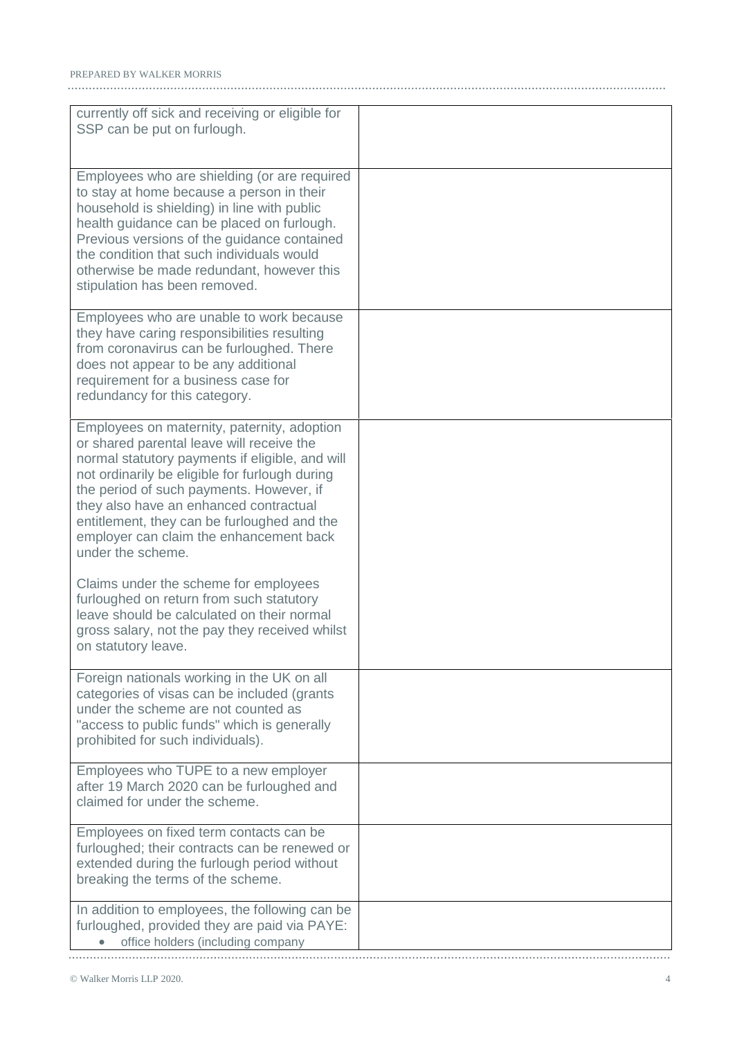| | |
|---|---|
| currently off sick and receiving or eligible for SSP can be put on furlough. | |
| Employees who are shielding (or are required to stay at home because a person in their household is shielding) in line with public health guidance can be placed on furlough. Previous versions of the guidance contained the condition that such individuals would otherwise be made redundant, however this stipulation has been removed. | |
| Employees who are unable to work because they have caring responsibilities resulting from coronavirus can be furloughed. There does not appear to be any additional requirement for a business case for redundancy for this category. | |
| Employees on maternity, paternity, adoption or shared parental leave will receive the normal statutory payments if eligible, and will not ordinarily be eligible for furlough during the period of such payments. However, if they also have an enhanced contractual entitlement, they can be furloughed and the employer can claim the enhancement back under the scheme.<br><br>Claims under the scheme for employees furloughed on return from such statutory leave should be calculated on their normal gross salary, not the pay they received whilst on statutory leave. | |
| Foreign nationals working in the UK on all categories of visas can be included (grants under the scheme are not counted as "access to public funds" which is generally prohibited for such individuals). | |
| Employees who TUPE to a new employer after 19 March 2020 can be furloughed and claimed for under the scheme. | |
| Employees on fixed term contacts can be furloughed; their contracts can be renewed or extended during the furlough period without breaking the terms of the scheme. | |
| In addition to employees, the following can be furloughed, provided they are paid via PAYE:<br>• office holders (including company | |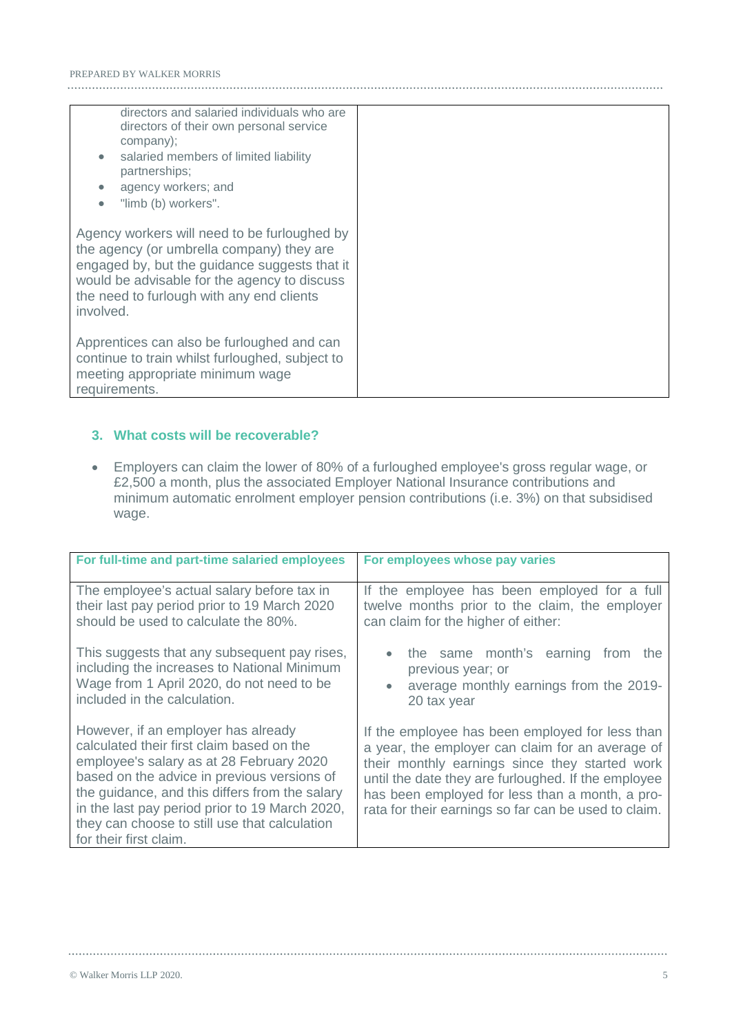| | |
|---|---|
| directors and salaried individuals who are directors of their own personal service company);<br>• salaried members of limited liability partnerships;<br>• agency workers; and<br>• "limb (b) workers".<br><br>Agency workers will need to be furloughed by the agency (or umbrella company) they are engaged by, but the guidance suggests that it would be advisable for the agency to discuss the need to furlough with any end clients involved.<br><br>Apprentices can also be furloughed and can continue to train whilst furloughed, subject to meeting appropriate minimum wage requirements. | |

## 3. What costs will be recoverable?

- Employers can claim the lower of 80% of a furloughed employee's gross regular wage, or £2,500 a month, plus the associated Employer National Insurance contributions and minimum automatic enrolment employer pension contributions (i.e. 3%) on that subsidised wage.

| For full-time and part-time salaried employees | For employees whose pay varies |
|---|---|
| The employee's actual salary before tax in their last pay period prior to 19 March 2020 should be used to calculate the 80%.<br><br>This suggests that any subsequent pay rises, including the increases to National Minimum Wage from 1 April 2020, do not need to be included in the calculation.<br><br>However, if an employer has already calculated their first claim based on the employee's salary as at 28 February 2020 based on the advice in previous versions of the guidance, and this differs from the salary in the last pay period prior to 19 March 2020, they can choose to still use that calculation for their first claim. | If the employee has been employed for a full twelve months prior to the claim, the employer can claim for the higher of either:<br><br>• the same month's earning from the previous year; or<br>• average monthly earnings from the 2019-20 tax year<br><br>If the employee has been employed for less than a year, the employer can claim for an average of their monthly earnings since they started work until the date they are furloughed. If the employee has been employed for less than a month, a pro-rata for their earnings so far can be used to claim. |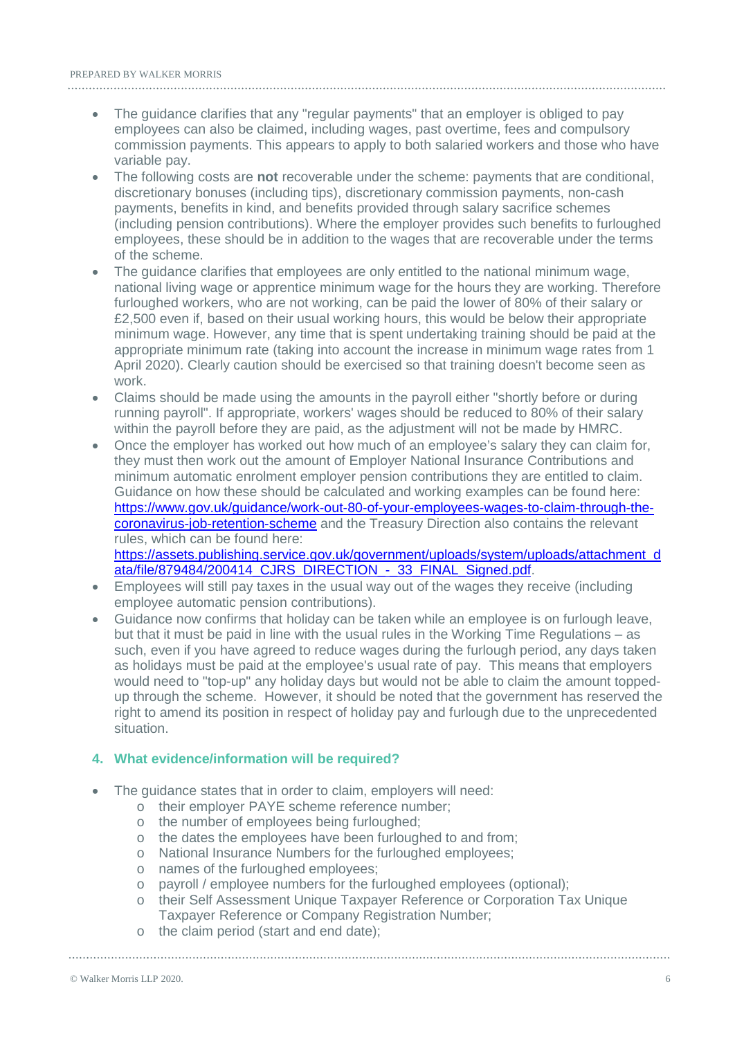- The guidance clarifies that any "regular payments" that an employer is obliged to pay employees can also be claimed, including wages, past overtime, fees and compulsory commission payments. This appears to apply to both salaried workers and those who have variable pay.
- The following costs are **not** recoverable under the scheme: payments that are conditional, discretionary bonuses (including tips), discretionary commission payments, non-cash payments, benefits in kind, and benefits provided through salary sacrifice schemes (including pension contributions). Where the employer provides such benefits to furloughed employees, these should be in addition to the wages that are recoverable under the terms of the scheme.
- The guidance clarifies that employees are only entitled to the national minimum wage, national living wage or apprentice minimum wage for the hours they are working. Therefore furloughed workers, who are not working, can be paid the lower of 80% of their salary or £2,500 even if, based on their usual working hours, this would be below their appropriate minimum wage. However, any time that is spent undertaking training should be paid at the appropriate minimum rate (taking into account the increase in minimum wage rates from 1 April 2020). Clearly caution should be exercised so that training doesn't become seen as work.
- Claims should be made using the amounts in the payroll either "shortly before or during running payroll". If appropriate, workers' wages should be reduced to 80% of their salary within the payroll before they are paid, as the adjustment will not be made by HMRC.
- Once the employer has worked out how much of an employee's salary they can claim for, they must then work out the amount of Employer National Insurance Contributions and minimum automatic enrolment employer pension contributions they are entitled to claim. Guidance on how these should be calculated and working examples can be found here: [https://www.gov.uk/guidance/work-out-80-of-your-employees-wages-to-claim-through-the-coronavirus-job-retention-scheme](https://www.gov.uk/guidance/work-out-80-of-your-employees-wages-to-claim-through-the-coronavirus-job-retention-scheme) and the Treasury Direction also contains the relevant rules, which can be found here: [https://assets.publishing.service.gov.uk/government/uploads/system/uploads/attachment_data/file/879484/200414_CJRS_DIRECTION_-_33_FINAL_Signed.pdf](https://assets.publishing.service.gov.uk/government/uploads/system/uploads/attachment_data/file/879484/200414_CJRS_DIRECTION_-_33_FINAL_Signed.pdf).
- Employees will still pay taxes in the usual way out of the wages they receive (including employee automatic pension contributions).
- Guidance now confirms that holiday can be taken while an employee is on furlough leave, but that it must be paid in line with the usual rules in the Working Time Regulations – as such, even if you have agreed to reduce wages during the furlough period, any days taken as holidays must be paid at the employee's usual rate of pay. This means that employers would need to "top-up" any holiday days but would not be able to claim the amount topped-up through the scheme. However, it should be noted that the government has reserved the right to amend its position in respect of holiday pay and furlough due to the unprecedented situation.

## 4. What evidence/information will be required?

- The guidance states that in order to claim, employers will need:
  - their employer PAYE scheme reference number;
  - the number of employees being furloughed;
  - the dates the employees have been furloughed to and from;
  - National Insurance Numbers for the furloughed employees;
  - names of the furloughed employees;
  - payroll / employee numbers for the furloughed employees (optional);
  - their Self Assessment Unique Taxpayer Reference or Corporation Tax Unique Taxpayer Reference or Company Registration Number;
  - the claim period (start and end date);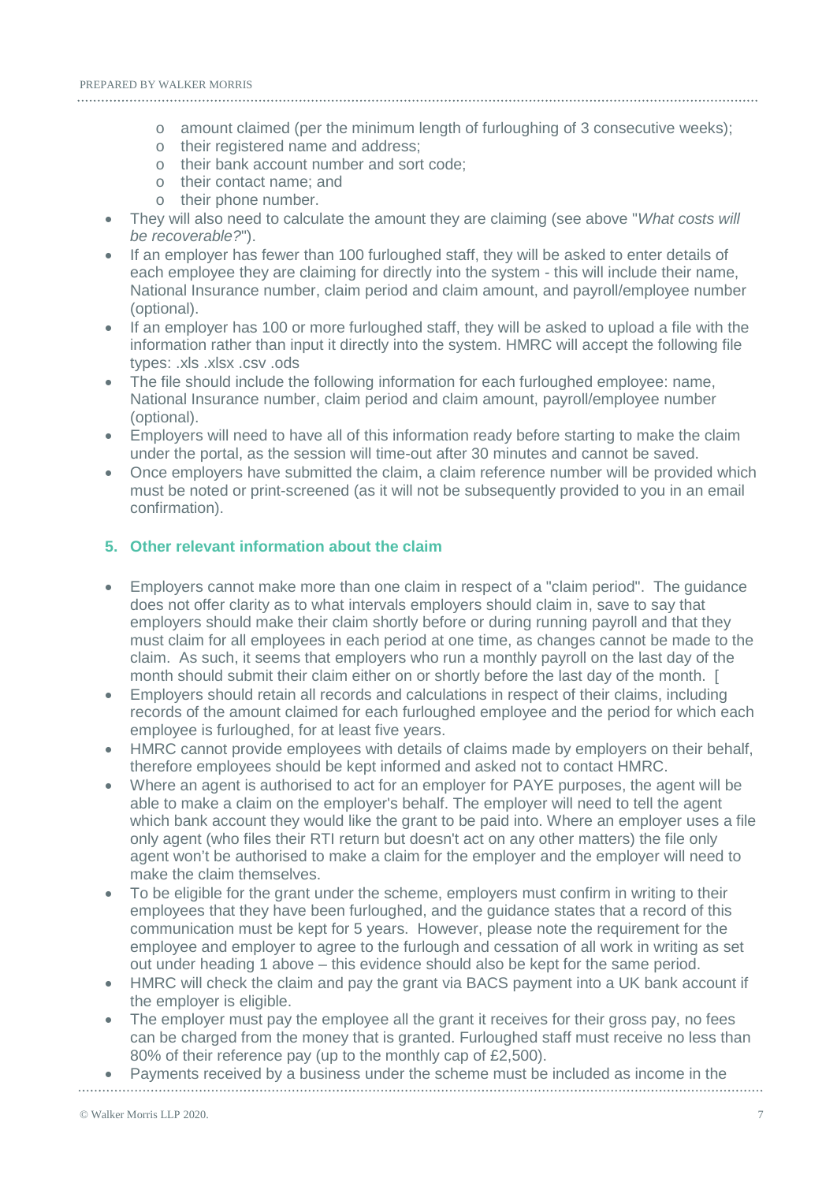- amount claimed (per the minimum length of furloughing of 3 consecutive weeks);
  - their registered name and address;
  - their bank account number and sort code;
  - their contact name; and
  - their phone number.
- They will also need to calculate the amount they are claiming (see above "*What costs will be recoverable?*").
- If an employer has fewer than 100 furloughed staff, they will be asked to enter details of each employee they are claiming for directly into the system - this will include their name, National Insurance number, claim period and claim amount, and payroll/employee number (optional).
- If an employer has 100 or more furloughed staff, they will be asked to upload a file with the information rather than input it directly into the system. HMRC will accept the following file types: .xls .xlsx .csv .ods
- The file should include the following information for each furloughed employee: name, National Insurance number, claim period and claim amount, payroll/employee number (optional).
- Employers will need to have all of this information ready before starting to make the claim under the portal, as the session will time-out after 30 minutes and cannot be saved.
- Once employers have submitted the claim, a claim reference number will be provided which must be noted or print-screened (as it will not be subsequently provided to you in an email confirmation).

## 5. Other relevant information about the claim

- Employers cannot make more than one claim in respect of a "claim period". The guidance does not offer clarity as to what intervals employers should claim in, save to say that employers should make their claim shortly before or during running payroll and that they must claim for all employees in each period at one time, as changes cannot be made to the claim. As such, it seems that employers who run a monthly payroll on the last day of the month should submit their claim either on or shortly before the last day of the month. [
- Employers should retain all records and calculations in respect of their claims, including records of the amount claimed for each furloughed employee and the period for which each employee is furloughed, for at least five years.
- HMRC cannot provide employees with details of claims made by employers on their behalf, therefore employees should be kept informed and asked not to contact HMRC.
- Where an agent is authorised to act for an employer for PAYE purposes, the agent will be able to make a claim on the employer's behalf. The employer will need to tell the agent which bank account they would like the grant to be paid into. Where an employer uses a file only agent (who files their RTI return but doesn't act on any other matters) the file only agent won't be authorised to make a claim for the employer and the employer will need to make the claim themselves.
- To be eligible for the grant under the scheme, employers must confirm in writing to their employees that they have been furloughed, and the guidance states that a record of this communication must be kept for 5 years. However, please note the requirement for the employee and employer to agree to the furlough and cessation of all work in writing as set out under heading 1 above – this evidence should also be kept for the same period.
- HMRC will check the claim and pay the grant via BACS payment into a UK bank account if the employer is eligible.
- The employer must pay the employee all the grant it receives for their gross pay, no fees can be charged from the money that is granted. Furloughed staff must receive no less than 80% of their reference pay (up to the monthly cap of £2,500).
- Payments received by a business under the scheme must be included as income in the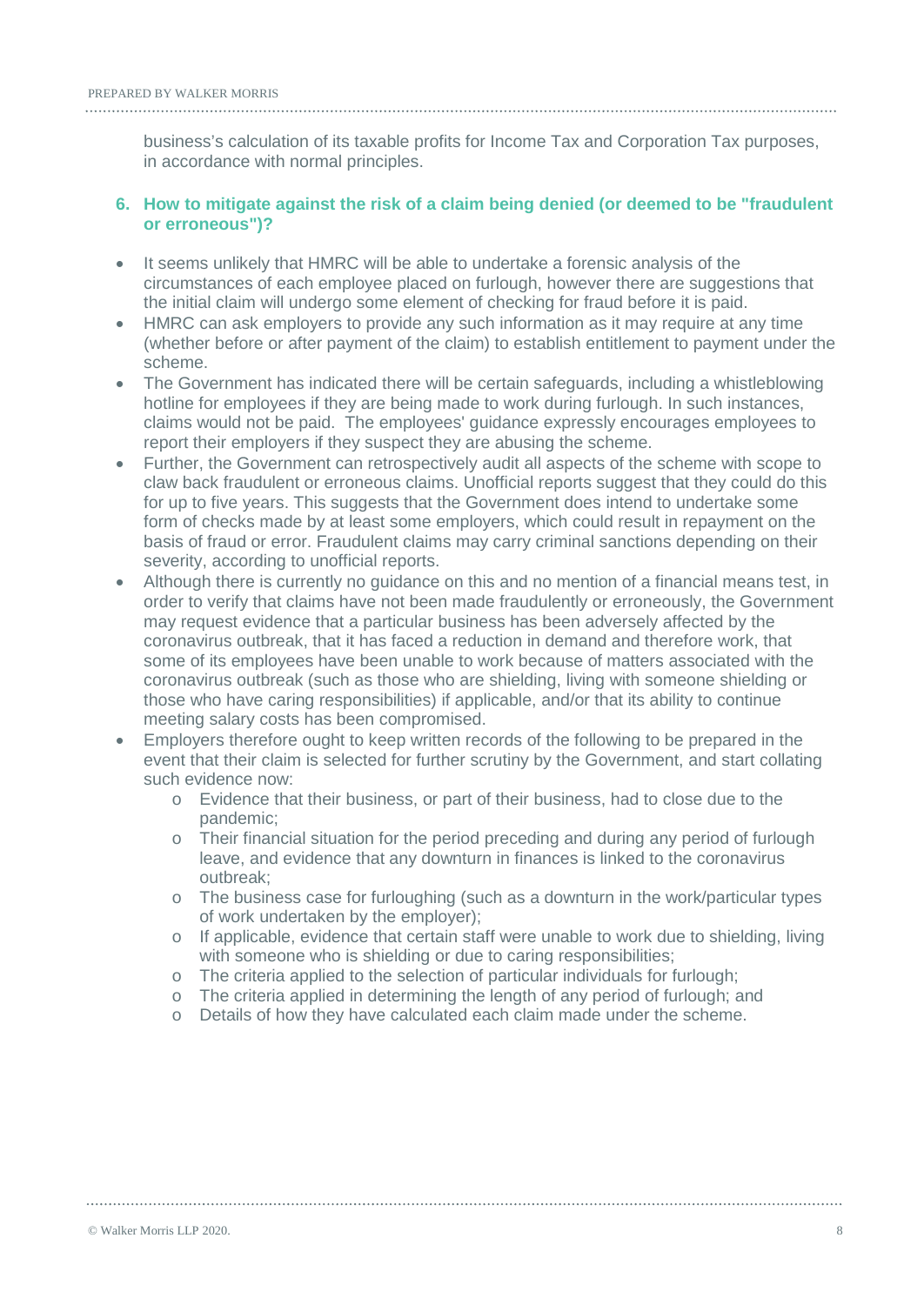business's calculation of its taxable profits for Income Tax and Corporation Tax purposes, in accordance with normal principles.

## 6. How to mitigate against the risk of a claim being denied (or deemed to be "fraudulent or erroneous")?

- It seems unlikely that HMRC will be able to undertake a forensic analysis of the circumstances of each employee placed on furlough, however there are suggestions that the initial claim will undergo some element of checking for fraud before it is paid.
- HMRC can ask employers to provide any such information as it may require at any time (whether before or after payment of the claim) to establish entitlement to payment under the scheme.
- The Government has indicated there will be certain safeguards, including a whistleblowing hotline for employees if they are being made to work during furlough. In such instances, claims would not be paid. The employees' guidance expressly encourages employees to report their employers if they suspect they are abusing the scheme.
- Further, the Government can retrospectively audit all aspects of the scheme with scope to claw back fraudulent or erroneous claims. Unofficial reports suggest that they could do this for up to five years. This suggests that the Government does intend to undertake some form of checks made by at least some employers, which could result in repayment on the basis of fraud or error. Fraudulent claims may carry criminal sanctions depending on their severity, according to unofficial reports.
- Although there is currently no guidance on this and no mention of a financial means test, in order to verify that claims have not been made fraudulently or erroneously, the Government may request evidence that a particular business has been adversely affected by the coronavirus outbreak, that it has faced a reduction in demand and therefore work, that some of its employees have been unable to work because of matters associated with the coronavirus outbreak (such as those who are shielding, living with someone shielding or those who have caring responsibilities) if applicable, and/or that its ability to continue meeting salary costs has been compromised.
- Employers therefore ought to keep written records of the following to be prepared in the event that their claim is selected for further scrutiny by the Government, and start collating such evidence now:
  - Evidence that their business, or part of their business, had to close due to the pandemic;
  - Their financial situation for the period preceding and during any period of furlough leave, and evidence that any downturn in finances is linked to the coronavirus outbreak;
  - The business case for furloughing (such as a downturn in the work/particular types of work undertaken by the employer);
  - If applicable, evidence that certain staff were unable to work due to shielding, living with someone who is shielding or due to caring responsibilities;
  - The criteria applied to the selection of particular individuals for furlough;
  - The criteria applied in determining the length of any period of furlough; and
  - Details of how they have calculated each claim made under the scheme.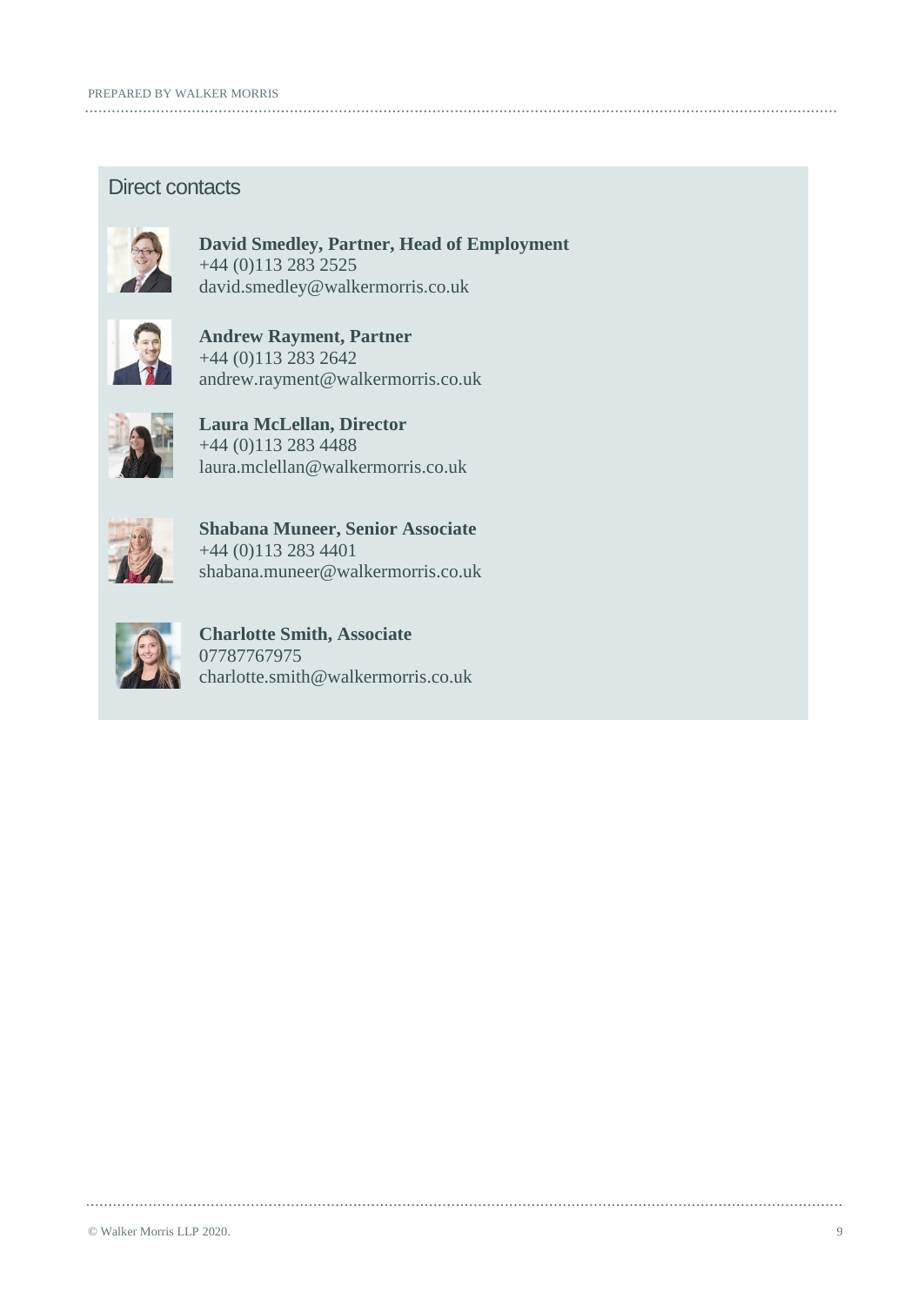## Direct contacts

**David Smedley, Partner, Head of Employment**
+44 (0)113 283 2525
david.smedley@walkermorris.co.uk

**Andrew Rayment, Partner**
+44 (0)113 283 2642
andrew.rayment@walkermorris.co.uk

**Laura McLellan, Director**
+44 (0)113 283 4488
laura.mclellan@walkermorris.co.uk

**Shabana Muneer, Senior Associate**
+44 (0)113 283 4401
shabana.muneer@walkermorris.co.uk

**Charlotte Smith, Associate**
07787767975
charlotte.smith@walkermorris.co.uk

© Walker Morris LLP 2020.